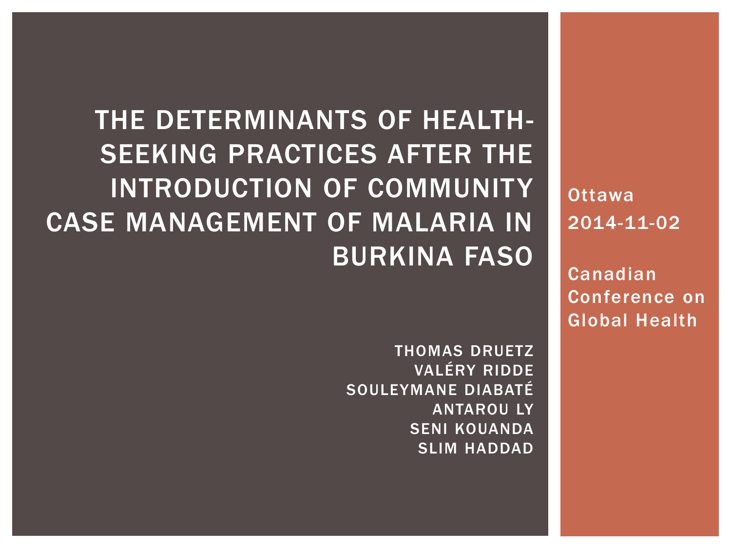# THE DETERMINANTS OF HEALTH-SEEKING PRACTICES AFTER THE INTRODUCTION OF COMMUNITY CASE MANAGEMENT OF MALARIA IN BURKINA FASO

THOMAS DRUETZ
VALÉRY RIDDE
SOULEYMANE DIABATÉ
ANTAROU LY
SENI KOUANDA
SLIM HADDAD

Ottawa
2014-11-02

Canadian Conference on Global Health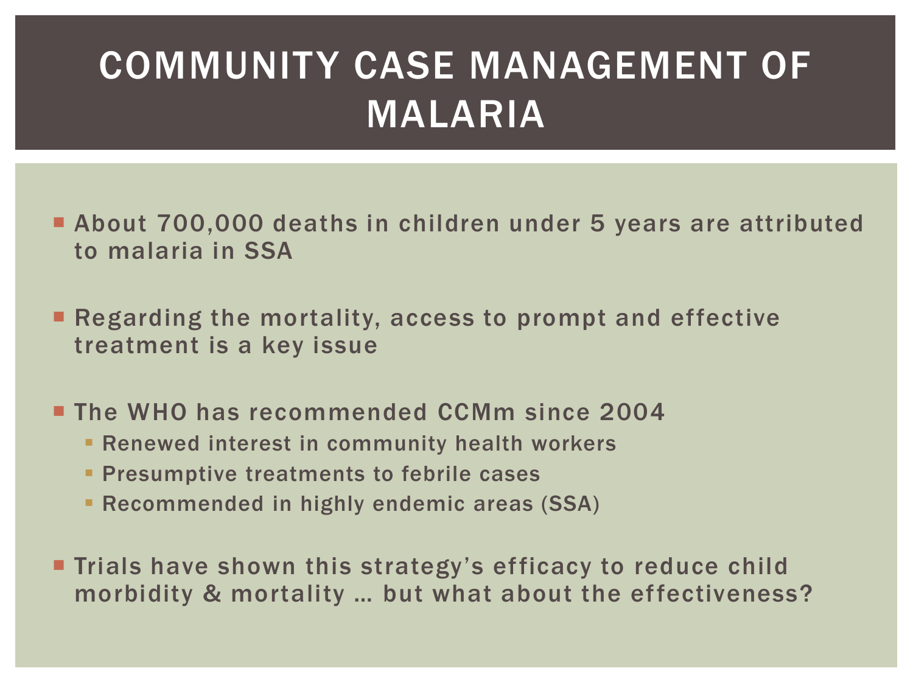# COMMUNITY CASE MANAGEMENT OF MALARIA

- About 700,000 deaths in children under 5 years are attributed to malaria in SSA
- Regarding the mortality, access to prompt and effective treatment is a key issue
- The WHO has recommended CCMm since 2004
  - Renewed interest in community health workers
  - Presumptive treatments to febrile cases
  - Recommended in highly endemic areas (SSA)
- Trials have shown this strategy's efficacy to reduce child morbidity & mortality … but what about the effectiveness?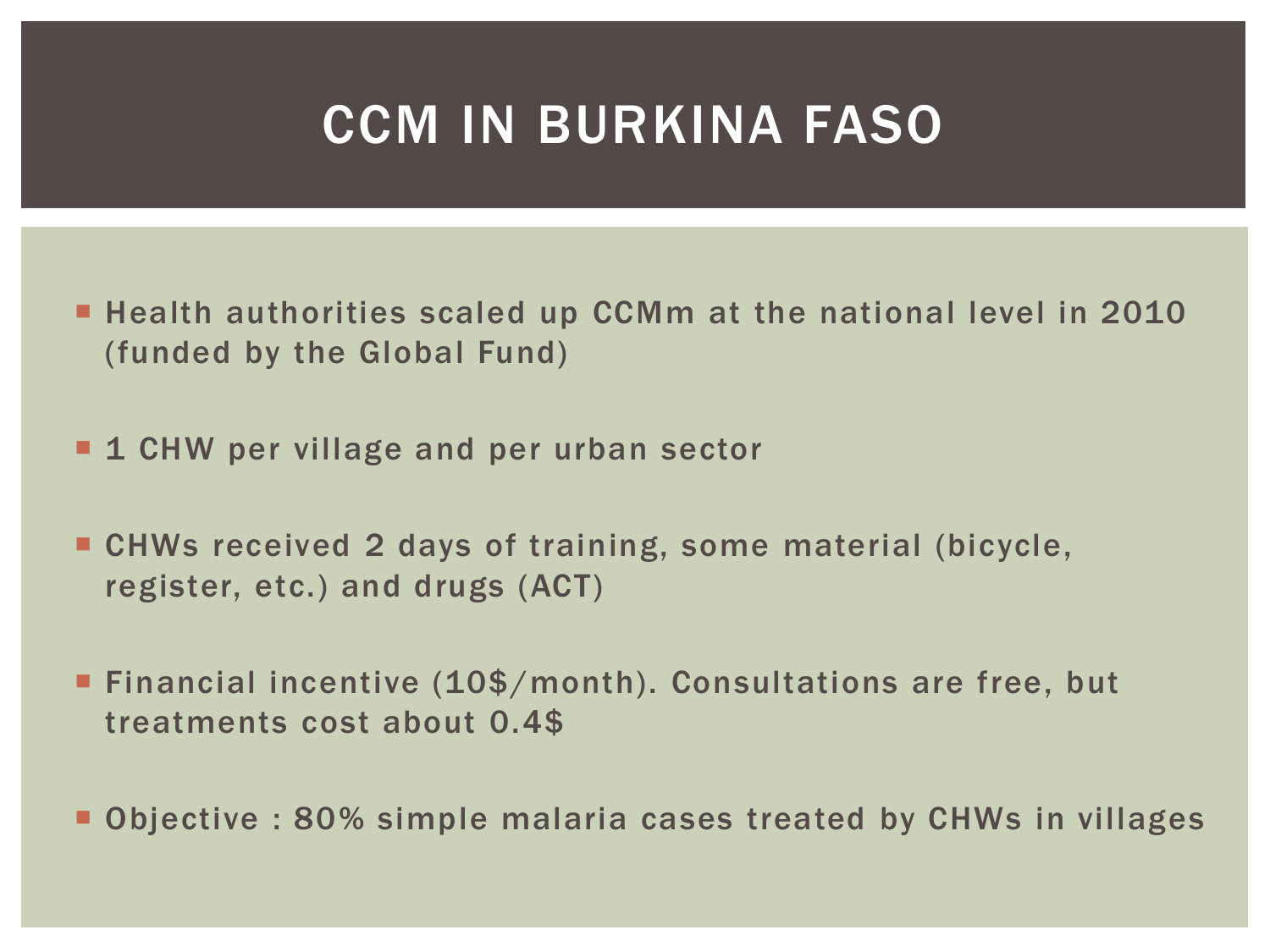# CCM IN BURKINA FASO

- Health authorities scaled up CCMm at the national level in 2010 (funded by the Global Fund)
- 1 CHW per village and per urban sector
- CHWs received 2 days of training, some material (bicycle, register, etc.) and drugs (ACT)
- Financial incentive (10$/month). Consultations are free, but treatments cost about 0.4$
- Objective : 80% simple malaria cases treated by CHWs in villages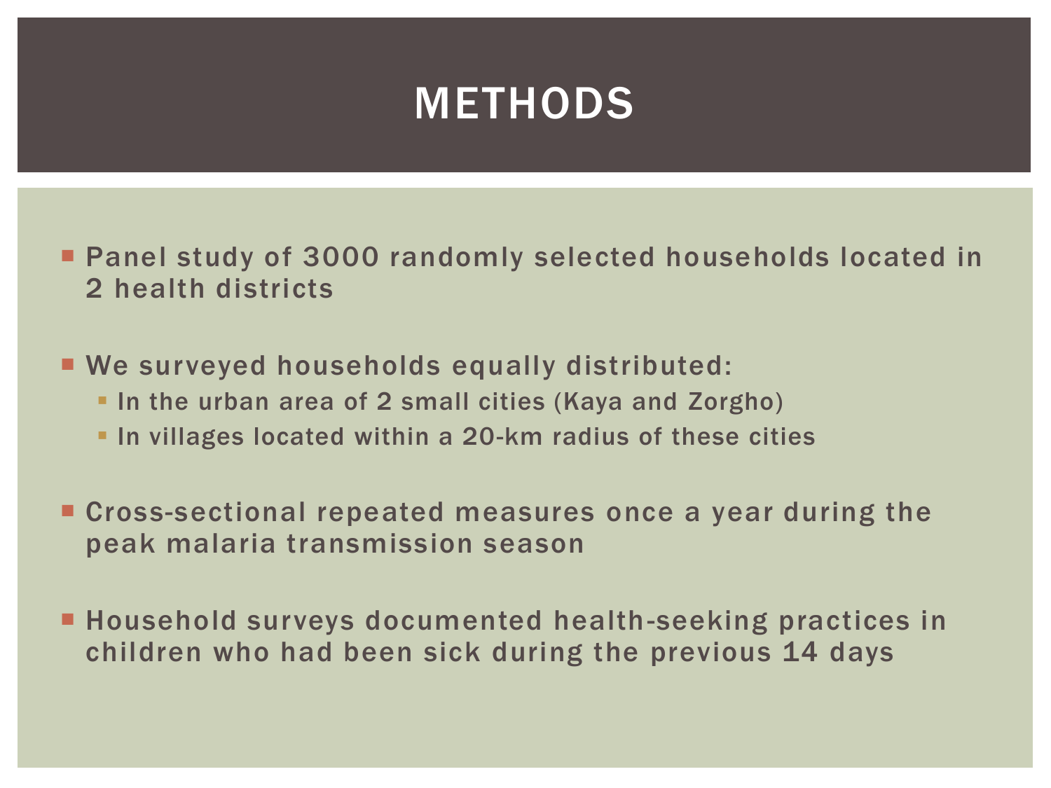# METHODS

- Panel study of 3000 randomly selected households located in 2 health districts
- We surveyed households equally distributed:
  - In the urban area of 2 small cities (Kaya and Zorgho)
  - In villages located within a 20-km radius of these cities
- Cross-sectional repeated measures once a year during the peak malaria transmission season
- Household surveys documented health-seeking practices in children who had been sick during the previous 14 days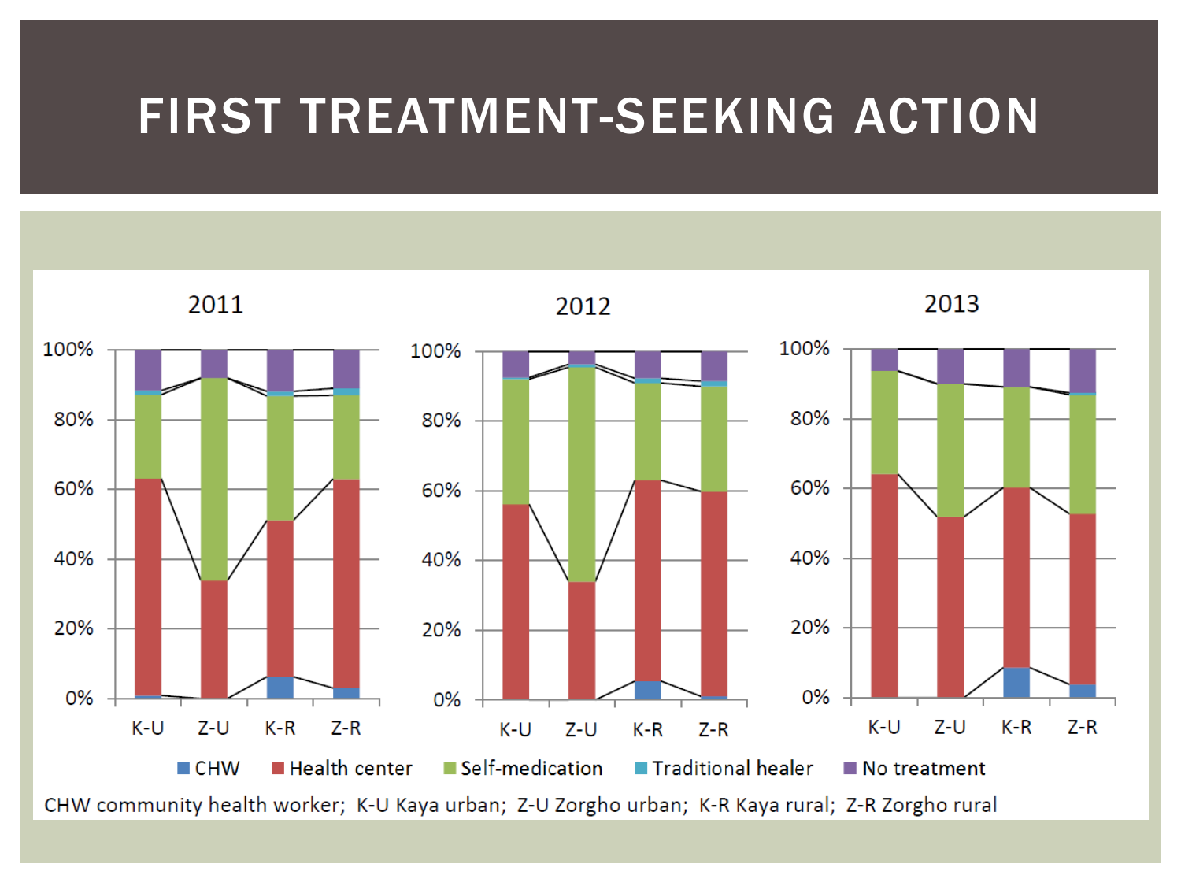# FIRST TREATMENT-SEEKING ACTION

2011

2012

2013

100%
80%
60%
40%
20%
0%

K-U Z-U K-R Z-R

CHW Health center Self-medication Traditional healer No treatment

CHW community health worker; K-U Kaya urban; Z-U Zorgho urban; K-R Kaya rural; Z-R Zorgho rural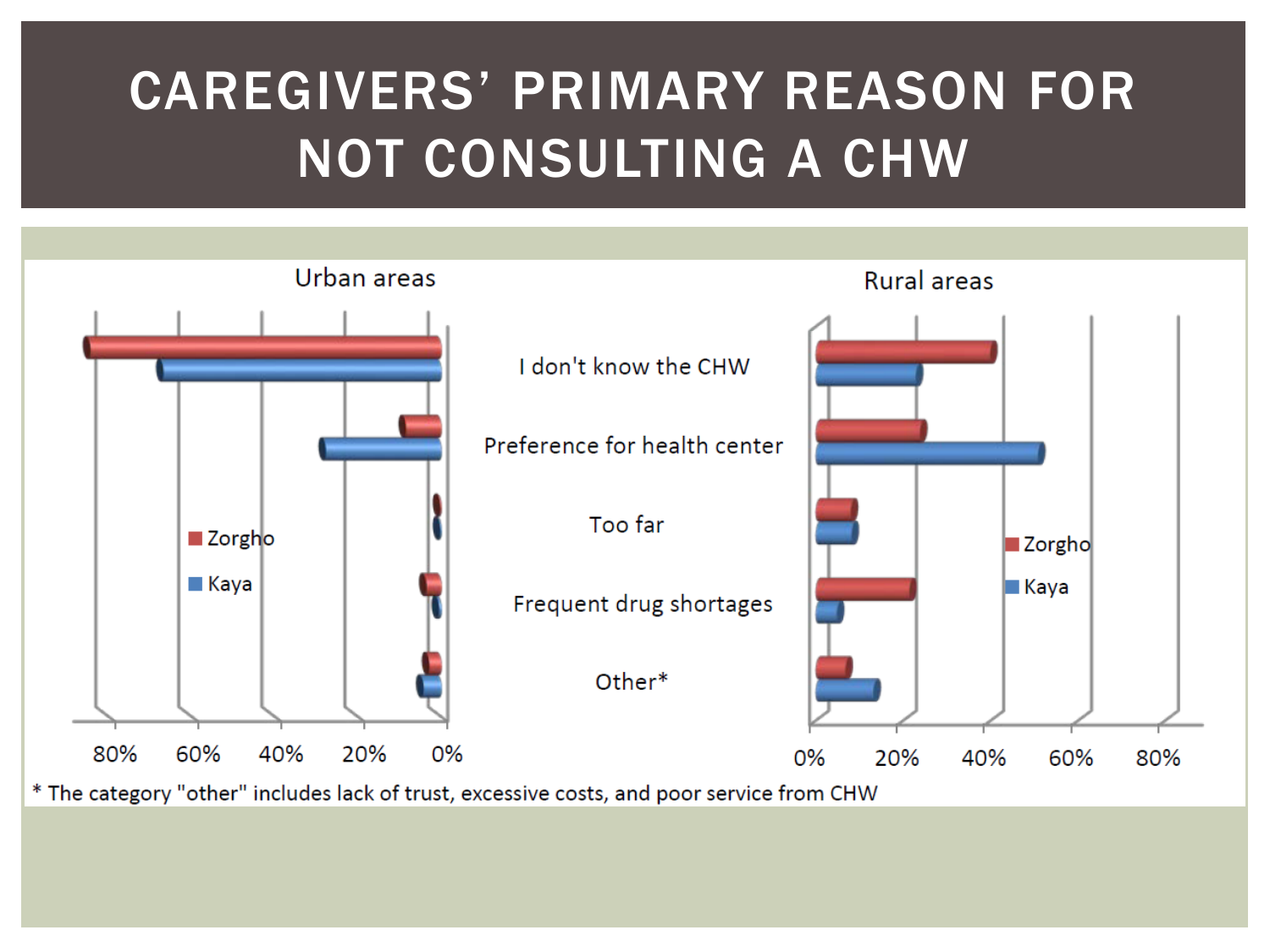# CAREGIVERS' PRIMARY REASON FOR NOT CONSULTING A CHW

Urban areas

Rural areas

I don't know the CHW

Preference for health center

Too far

Frequent drug shortages

Other*

Zorgho

Kaya

Zorgho

Kaya

80% 60% 40% 20% 0%

0% 20% 40% 60% 80%

* The category "other" includes lack of trust, excessive costs, and poor service from CHW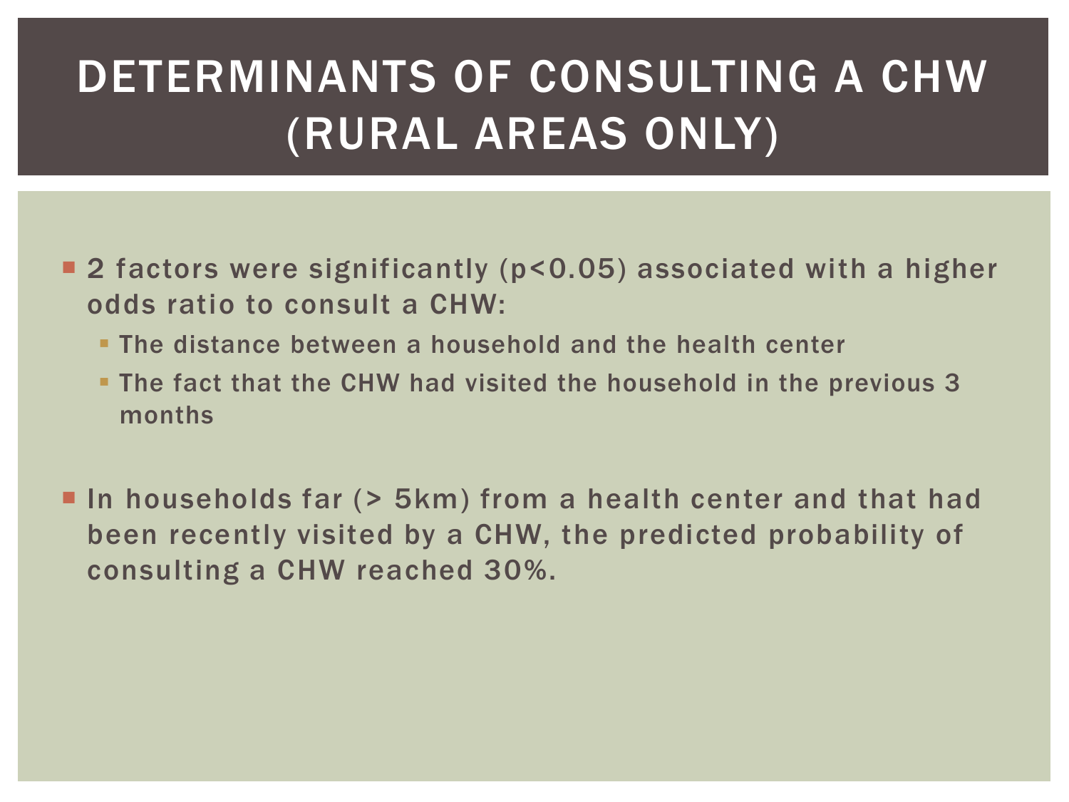# DETERMINANTS OF CONSULTING A CHW (RURAL AREAS ONLY)

- 2 factors were significantly ($p<0.05$) associated with a higher odds ratio to consult a CHW:
  - The distance between a household and the health center
  - The fact that the CHW had visited the household in the previous 3 months

- In households far (> 5km) from a health center and that had been recently visited by a CHW, the predicted probability of consulting a CHW reached 30%.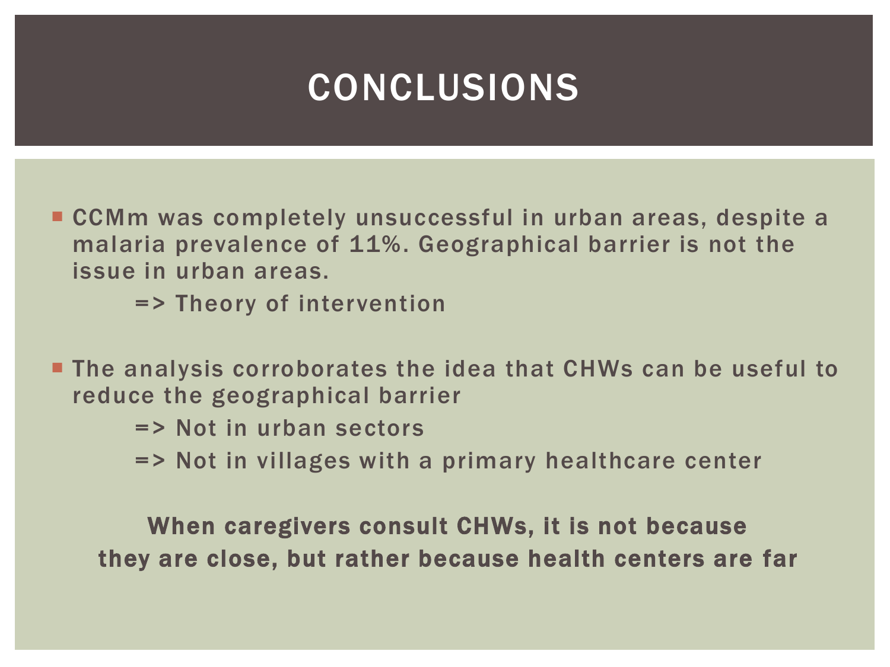# CONCLUSIONS

- CCMm was completely unsuccessful in urban areas, despite a malaria prevalence of 11%. Geographical barrier is not the issue in urban areas.

  => Theory of intervention

- The analysis corroborates the idea that CHWs can be useful to reduce the geographical barrier

  => Not in urban sectors

  => Not in villages with a primary healthcare center

**When caregivers consult CHWs, it is not because they are close, but rather because health centers are far**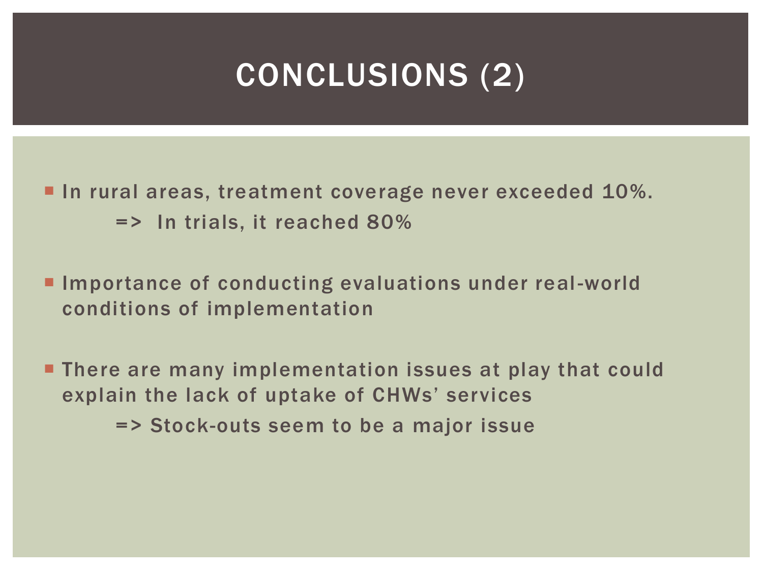# CONCLUSIONS (2)

- In rural areas, treatment coverage never exceeded 10%.

  => In trials, it reached 80%

- Importance of conducting evaluations under real-world conditions of implementation

- There are many implementation issues at play that could explain the lack of uptake of CHWs' services

  => Stock-outs seem to be a major issue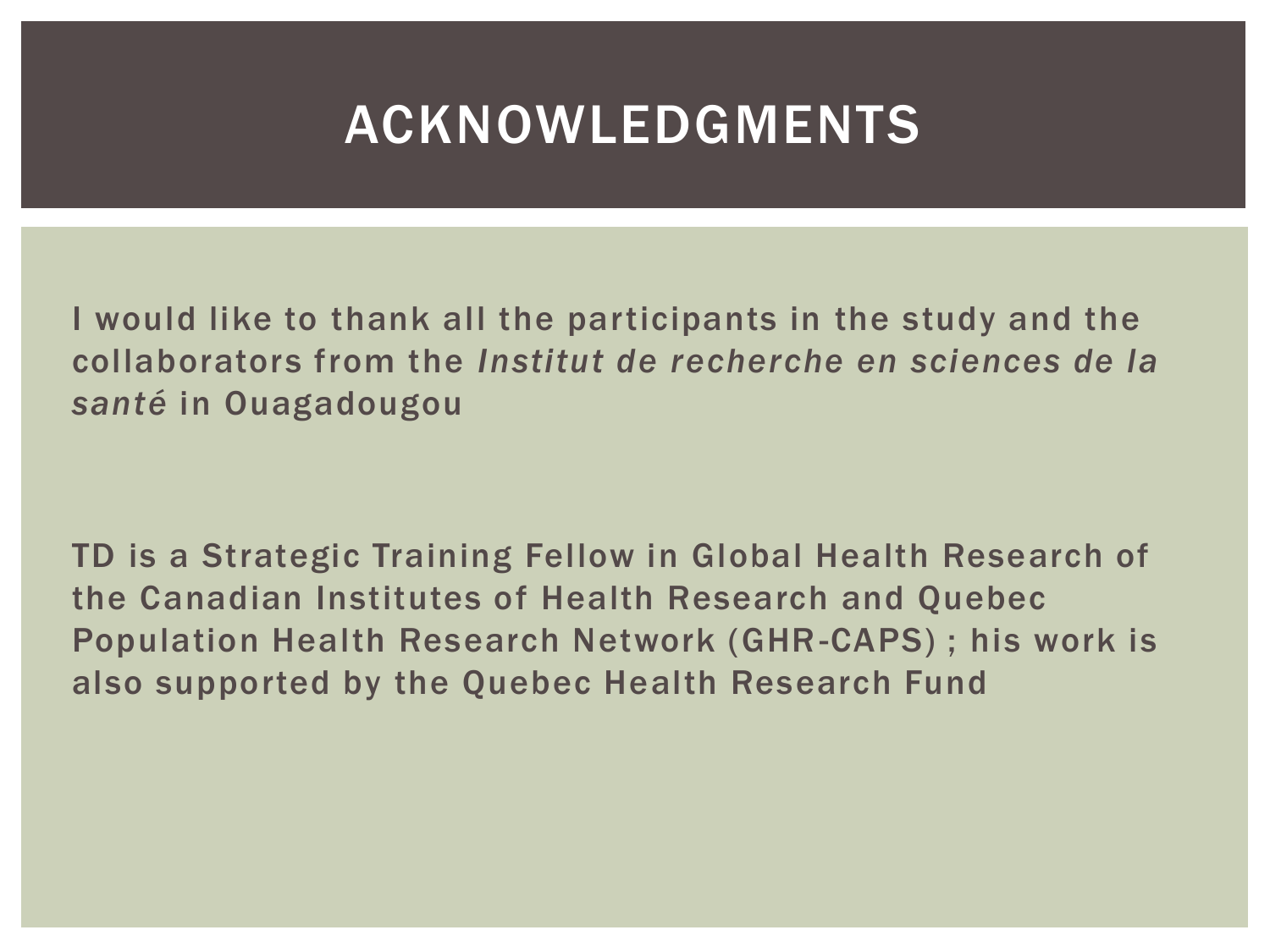# ACKNOWLEDGMENTS

I would like to thank all the participants in the study and the collaborators from the *Institut de recherche en sciences de la santé* in Ouagadougou

TD is a Strategic Training Fellow in Global Health Research of the Canadian Institutes of Health Research and Quebec Population Health Research Network (GHR-CAPS) ; his work is also supported by the Quebec Health Research Fund